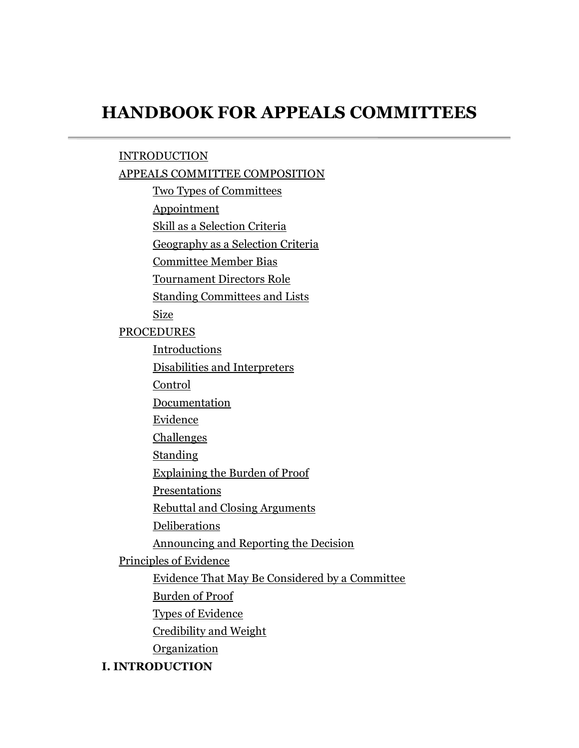# HANDBOOK FOR APPEALS COMMITTEES

---

- INTRODUCTION
- APPEALS COMMITTEE COMPOSITION
  - Two Types of Committees
  - Appointment
  - Skill as a Selection Criteria
  - Geography as a Selection Criteria
  - Committee Member Bias
  - Tournament Directors Role
  - Standing Committees and Lists
  - Size
- PROCEDURES
  - Introductions
  - Disabilities and Interpreters
  - Control
  - Documentation
  - Evidence
  - Challenges
  - Standing
  - Explaining the Burden of Proof
  - Presentations
  - Rebuttal and Closing Arguments
  - Deliberations
  - Announcing and Reporting the Decision
- Principles of Evidence
  - Evidence That May Be Considered by a Committee
  - Burden of Proof
  - Types of Evidence
  - Credibility and Weight
  - Organization

## I. INTRODUCTION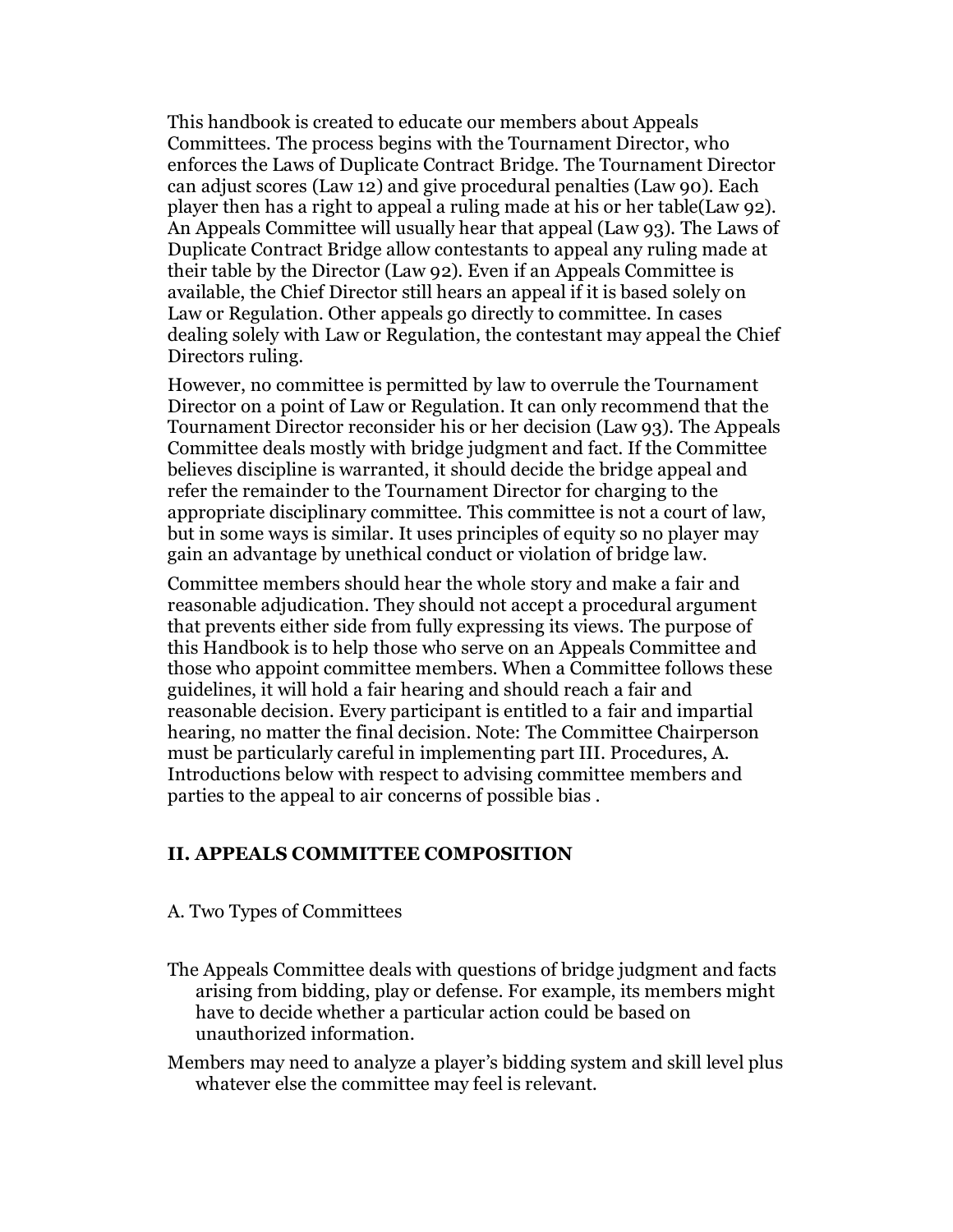This handbook is created to educate our members about Appeals Committees. The process begins with the Tournament Director, who enforces the Laws of Duplicate Contract Bridge. The Tournament Director can adjust scores (Law 12) and give procedural penalties (Law 90). Each player then has a right to appeal a ruling made at his or her table(Law 92). An Appeals Committee will usually hear that appeal (Law 93). The Laws of Duplicate Contract Bridge allow contestants to appeal any ruling made at their table by the Director (Law 92). Even if an Appeals Committee is available, the Chief Director still hears an appeal if it is based solely on Law or Regulation. Other appeals go directly to committee. In cases dealing solely with Law or Regulation, the contestant may appeal the Chief Directors ruling.

However, no committee is permitted by law to overrule the Tournament Director on a point of Law or Regulation. It can only recommend that the Tournament Director reconsider his or her decision (Law 93). The Appeals Committee deals mostly with bridge judgment and fact. If the Committee believes discipline is warranted, it should decide the bridge appeal and refer the remainder to the Tournament Director for charging to the appropriate disciplinary committee. This committee is not a court of law, but in some ways is similar. It uses principles of equity so no player may gain an advantage by unethical conduct or violation of bridge law.

Committee members should hear the whole story and make a fair and reasonable adjudication. They should not accept a procedural argument that prevents either side from fully expressing its views. The purpose of this Handbook is to help those who serve on an Appeals Committee and those who appoint committee members. When a Committee follows these guidelines, it will hold a fair hearing and should reach a fair and reasonable decision. Every participant is entitled to a fair and impartial hearing, no matter the final decision. Note: The Committee Chairperson must be particularly careful in implementing part III. Procedures, A. Introductions below with respect to advising committee members and parties to the appeal to air concerns of possible bias .

## II. APPEALS COMMITTEE COMPOSITION

### A. Two Types of Committees

The Appeals Committee deals with questions of bridge judgment and facts arising from bidding, play or defense. For example, its members might have to decide whether a particular action could be based on unauthorized information.

Members may need to analyze a player's bidding system and skill level plus whatever else the committee may feel is relevant.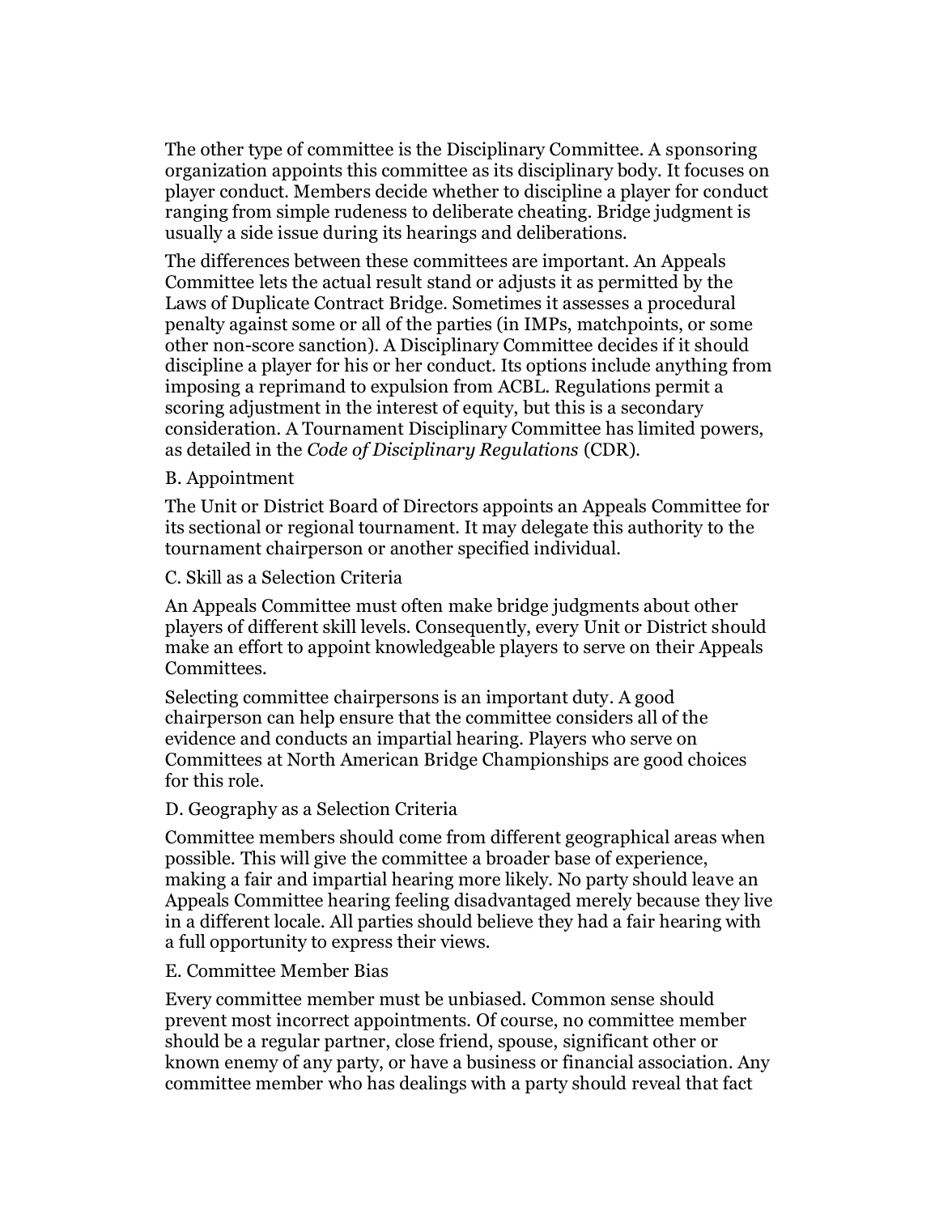The other type of committee is the Disciplinary Committee. A sponsoring organization appoints this committee as its disciplinary body. It focuses on player conduct. Members decide whether to discipline a player for conduct ranging from simple rudeness to deliberate cheating. Bridge judgment is usually a side issue during its hearings and deliberations.

The differences between these committees are important. An Appeals Committee lets the actual result stand or adjusts it as permitted by the Laws of Duplicate Contract Bridge. Sometimes it assesses a procedural penalty against some or all of the parties (in IMPs, matchpoints, or some other non-score sanction). A Disciplinary Committee decides if it should discipline a player for his or her conduct. Its options include anything from imposing a reprimand to expulsion from ACBL. Regulations permit a scoring adjustment in the interest of equity, but this is a secondary consideration. A Tournament Disciplinary Committee has limited powers, as detailed in the *Code of Disciplinary Regulations* (CDR).

### B. Appointment

The Unit or District Board of Directors appoints an Appeals Committee for its sectional or regional tournament. It may delegate this authority to the tournament chairperson or another specified individual.

### C. Skill as a Selection Criteria

An Appeals Committee must often make bridge judgments about other players of different skill levels. Consequently, every Unit or District should make an effort to appoint knowledgeable players to serve on their Appeals Committees.

Selecting committee chairpersons is an important duty. A good chairperson can help ensure that the committee considers all of the evidence and conducts an impartial hearing. Players who serve on Committees at North American Bridge Championships are good choices for this role.

### D. Geography as a Selection Criteria

Committee members should come from different geographical areas when possible. This will give the committee a broader base of experience, making a fair and impartial hearing more likely. No party should leave an Appeals Committee hearing feeling disadvantaged merely because they live in a different locale. All parties should believe they had a fair hearing with a full opportunity to express their views.

### E. Committee Member Bias

Every committee member must be unbiased. Common sense should prevent most incorrect appointments. Of course, no committee member should be a regular partner, close friend, spouse, significant other or known enemy of any party, or have a business or financial association. Any committee member who has dealings with a party should reveal that fact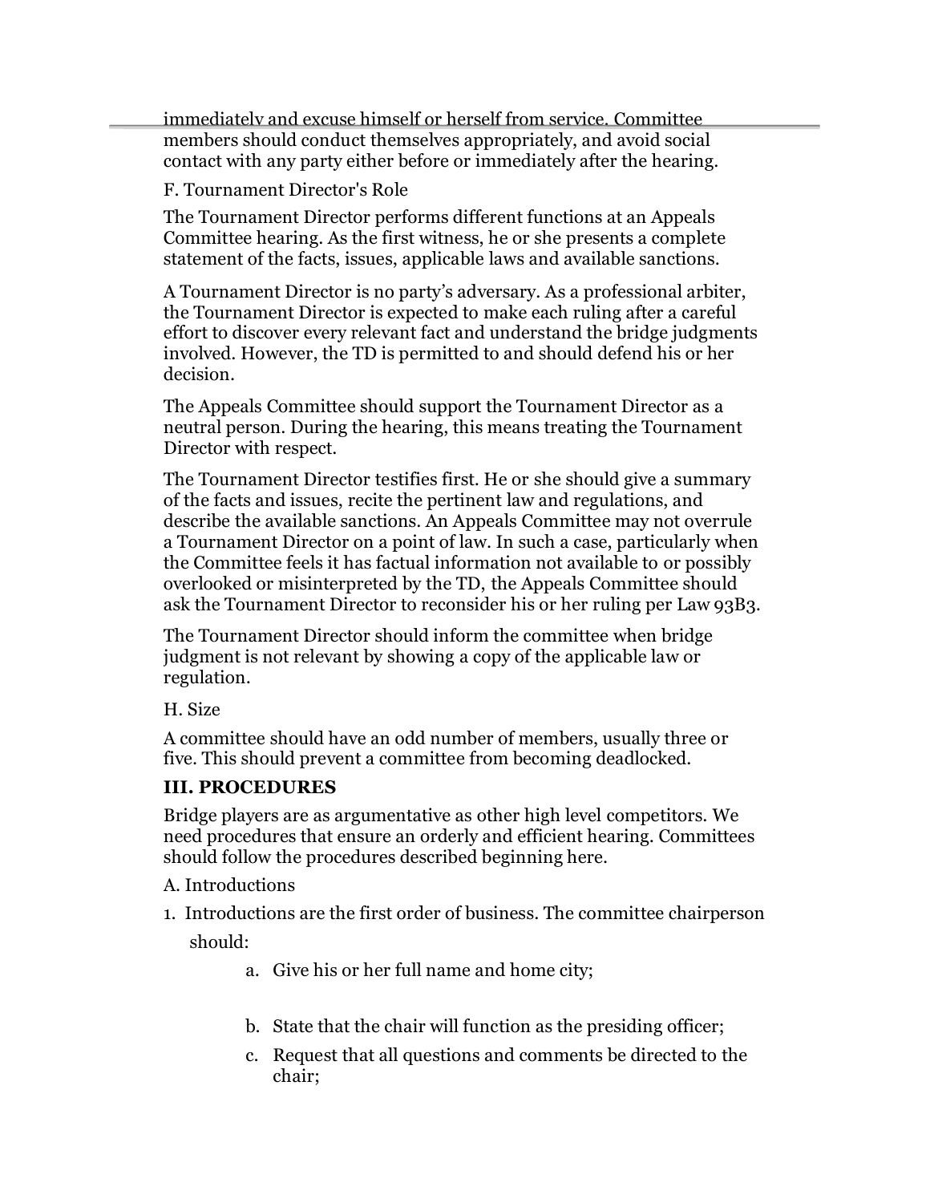immediately and excuse himself or herself from service. Committee members should conduct themselves appropriately, and avoid social contact with any party either before or immediately after the hearing.

F. Tournament Director's Role

The Tournament Director performs different functions at an Appeals Committee hearing. As the first witness, he or she presents a complete statement of the facts, issues, applicable laws and available sanctions.

A Tournament Director is no party's adversary. As a professional arbiter, the Tournament Director is expected to make each ruling after a careful effort to discover every relevant fact and understand the bridge judgments involved. However, the TD is permitted to and should defend his or her decision.

The Appeals Committee should support the Tournament Director as a neutral person. During the hearing, this means treating the Tournament Director with respect.

The Tournament Director testifies first. He or she should give a summary of the facts and issues, recite the pertinent law and regulations, and describe the available sanctions. An Appeals Committee may not overrule a Tournament Director on a point of law. In such a case, particularly when the Committee feels it has factual information not available to or possibly overlooked or misinterpreted by the TD, the Appeals Committee should ask the Tournament Director to reconsider his or her ruling per Law 93B3.

The Tournament Director should inform the committee when bridge judgment is not relevant by showing a copy of the applicable law or regulation.

H. Size

A committee should have an odd number of members, usually three or five. This should prevent a committee from becoming deadlocked.

## III. PROCEDURES

Bridge players are as argumentative as other high level competitors. We need procedures that ensure an orderly and efficient hearing. Committees should follow the procedures described beginning here.

A. Introductions

1. Introductions are the first order of business. The committee chairperson should:
   a. Give his or her full name and home city;
   b. State that the chair will function as the presiding officer;
   c. Request that all questions and comments be directed to the chair;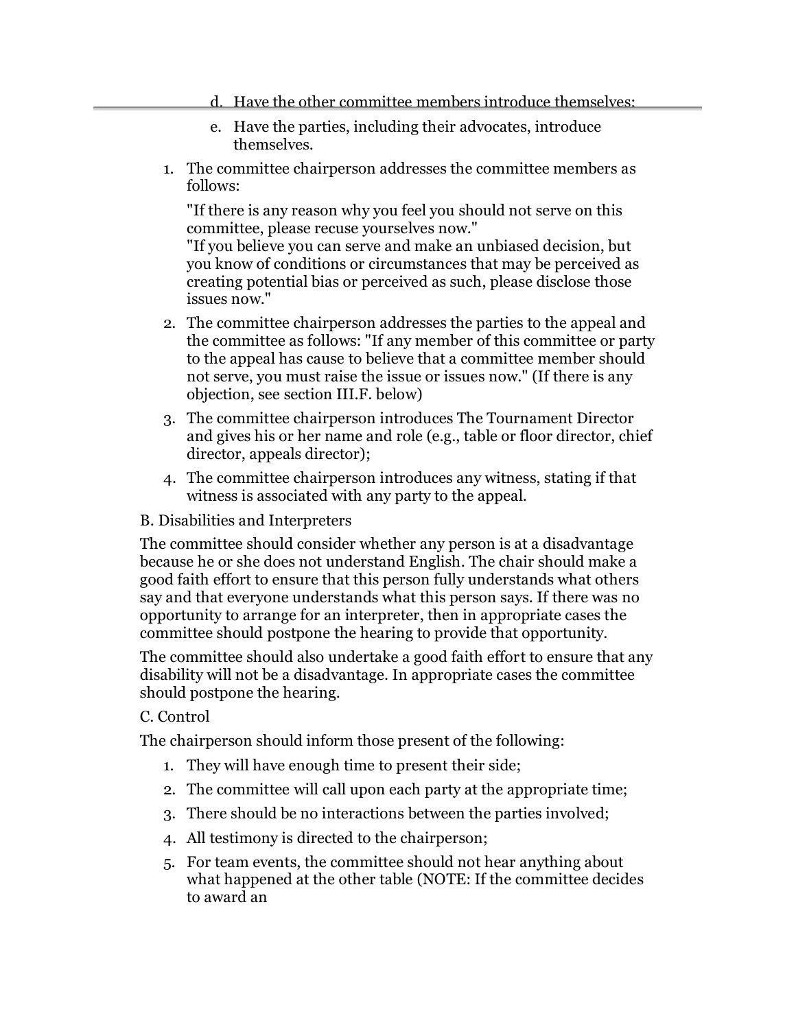d. Have the other committee members introduce themselves;

e. Have the parties, including their advocates, introduce themselves.

1. The committee chairperson addresses the committee members as follows:

   "If there is any reason why you feel you should not serve on this committee, please recuse yourselves now."
   "If you believe you can serve and make an unbiased decision, but you know of conditions or circumstances that may be perceived as creating potential bias or perceived as such, please disclose those issues now."

2. The committee chairperson addresses the parties to the appeal and the committee as follows: "If any member of this committee or party to the appeal has cause to believe that a committee member should not serve, you must raise the issue or issues now." (If there is any objection, see section III.F. below)
3. The committee chairperson introduces The Tournament Director and gives his or her name and role (e.g., table or floor director, chief director, appeals director);
4. The committee chairperson introduces any witness, stating if that witness is associated with any party to the appeal.

B. Disabilities and Interpreters

The committee should consider whether any person is at a disadvantage because he or she does not understand English. The chair should make a good faith effort to ensure that this person fully understands what others say and that everyone understands what this person says. If there was no opportunity to arrange for an interpreter, then in appropriate cases the committee should postpone the hearing to provide that opportunity.

The committee should also undertake a good faith effort to ensure that any disability will not be a disadvantage. In appropriate cases the committee should postpone the hearing.

C. Control

The chairperson should inform those present of the following:

1. They will have enough time to present their side;
2. The committee will call upon each party at the appropriate time;
3. There should be no interactions between the parties involved;
4. All testimony is directed to the chairperson;
5. For team events, the committee should not hear anything about what happened at the other table (NOTE: If the committee decides to award an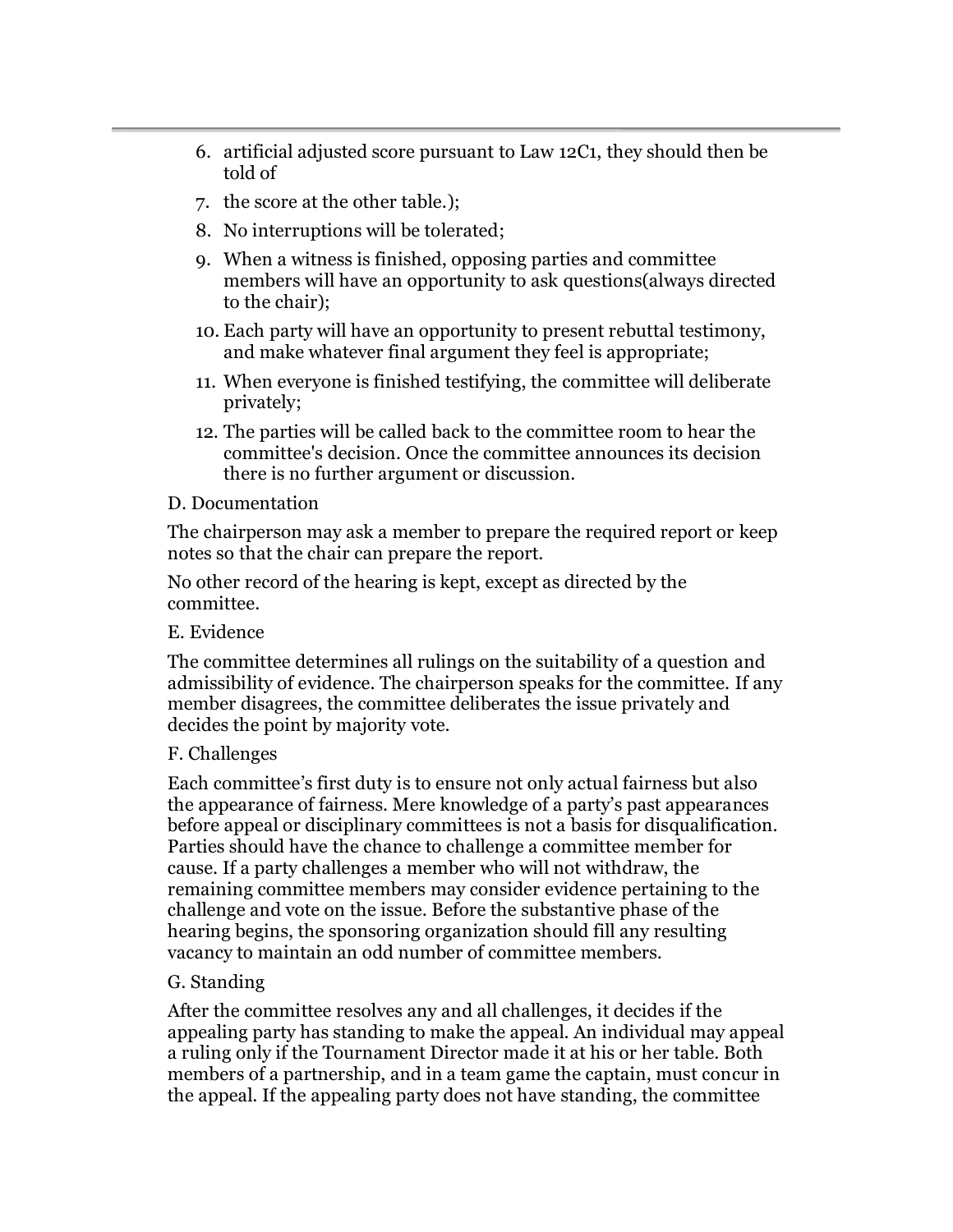6. artificial adjusted score pursuant to Law 12C1, they should then be told of
7. the score at the other table.);
8. No interruptions will be tolerated;
9. When a witness is finished, opposing parties and committee members will have an opportunity to ask questions(always directed to the chair);
10. Each party will have an opportunity to present rebuttal testimony, and make whatever final argument they feel is appropriate;
11. When everyone is finished testifying, the committee will deliberate privately;
12. The parties will be called back to the committee room to hear the committee's decision. Once the committee announces its decision there is no further argument or discussion.

D. Documentation

The chairperson may ask a member to prepare the required report or keep notes so that the chair can prepare the report.

No other record of the hearing is kept, except as directed by the committee.

E. Evidence

The committee determines all rulings on the suitability of a question and admissibility of evidence. The chairperson speaks for the committee. If any member disagrees, the committee deliberates the issue privately and decides the point by majority vote.

F. Challenges

Each committee's first duty is to ensure not only actual fairness but also the appearance of fairness. Mere knowledge of a party's past appearances before appeal or disciplinary committees is not a basis for disqualification. Parties should have the chance to challenge a committee member for cause. If a party challenges a member who will not withdraw, the remaining committee members may consider evidence pertaining to the challenge and vote on the issue. Before the substantive phase of the hearing begins, the sponsoring organization should fill any resulting vacancy to maintain an odd number of committee members.

G. Standing

After the committee resolves any and all challenges, it decides if the appealing party has standing to make the appeal. An individual may appeal a ruling only if the Tournament Director made it at his or her table. Both members of a partnership, and in a team game the captain, must concur in the appeal. If the appealing party does not have standing, the committee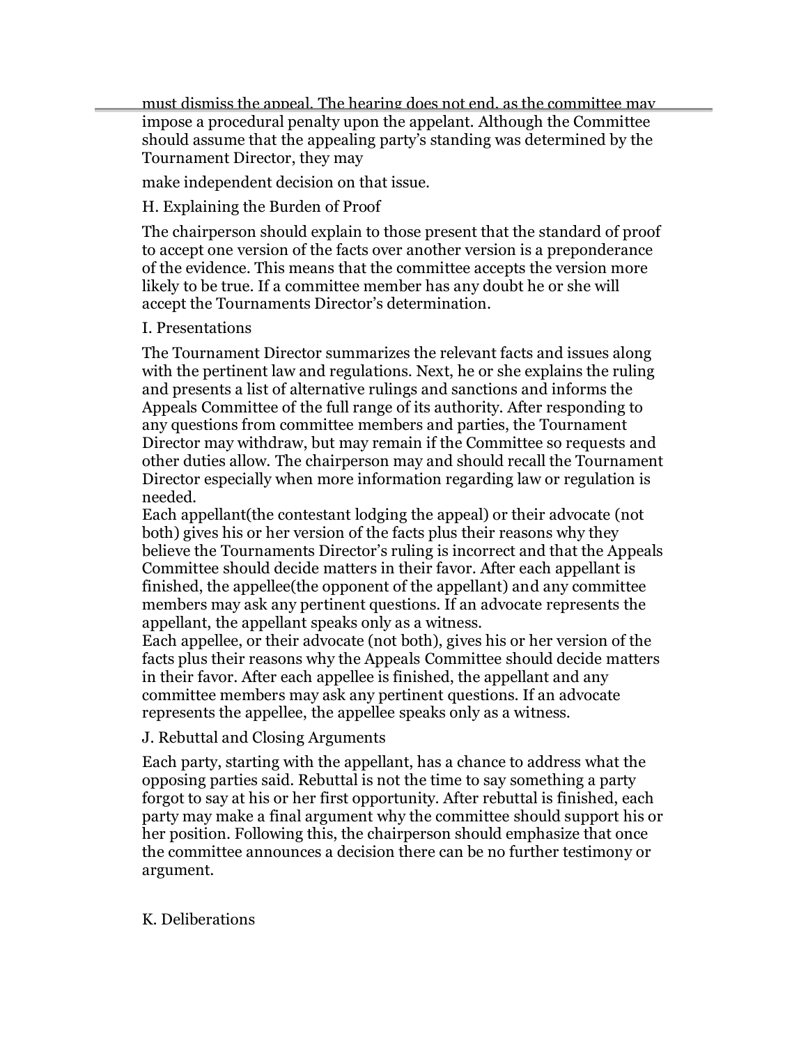must dismiss the appeal. The hearing does not end, as the committee may impose a procedural penalty upon the appelant. Although the Committee should assume that the appealing party's standing was determined by the Tournament Director, they may

make independent decision on that issue.

H. Explaining the Burden of Proof

The chairperson should explain to those present that the standard of proof to accept one version of the facts over another version is a preponderance of the evidence. This means that the committee accepts the version more likely to be true. If a committee member has any doubt he or she will accept the Tournaments Director's determination.

I. Presentations

The Tournament Director summarizes the relevant facts and issues along with the pertinent law and regulations. Next, he or she explains the ruling and presents a list of alternative rulings and sanctions and informs the Appeals Committee of the full range of its authority. After responding to any questions from committee members and parties, the Tournament Director may withdraw, but may remain if the Committee so requests and other duties allow. The chairperson may and should recall the Tournament Director especially when more information regarding law or regulation is needed.

Each appellant(the contestant lodging the appeal) or their advocate (not both) gives his or her version of the facts plus their reasons why they believe the Tournaments Director's ruling is incorrect and that the Appeals Committee should decide matters in their favor. After each appellant is finished, the appellee(the opponent of the appellant) and any committee members may ask any pertinent questions. If an advocate represents the appellant, the appellant speaks only as a witness.

Each appellee, or their advocate (not both), gives his or her version of the facts plus their reasons why the Appeals Committee should decide matters in their favor. After each appellee is finished, the appellant and any committee members may ask any pertinent questions. If an advocate represents the appellee, the appellee speaks only as a witness.

J. Rebuttal and Closing Arguments

Each party, starting with the appellant, has a chance to address what the opposing parties said. Rebuttal is not the time to say something a party forgot to say at his or her first opportunity. After rebuttal is finished, each party may make a final argument why the committee should support his or her position. Following this, the chairperson should emphasize that once the committee announces a decision there can be no further testimony or argument.

K. Deliberations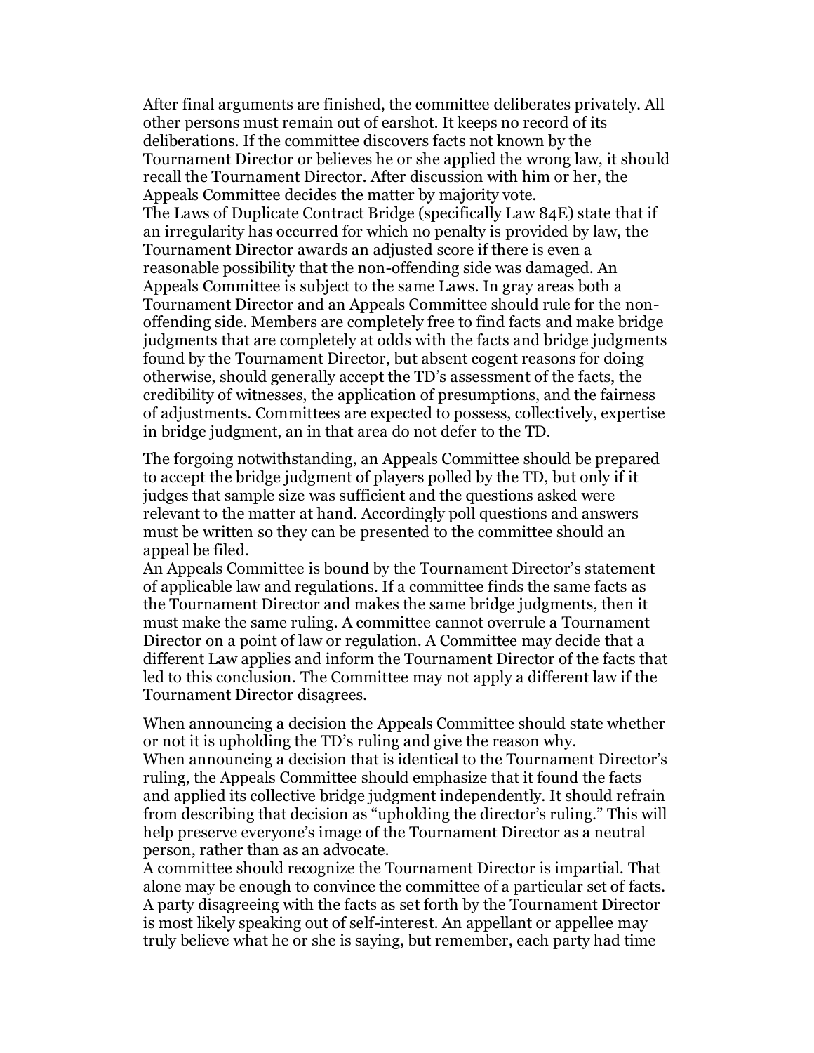After final arguments are finished, the committee deliberates privately. All other persons must remain out of earshot. It keeps no record of its deliberations. If the committee discovers facts not known by the Tournament Director or believes he or she applied the wrong law, it should recall the Tournament Director. After discussion with him or her, the Appeals Committee decides the matter by majority vote.

The Laws of Duplicate Contract Bridge (specifically Law 84E) state that if an irregularity has occurred for which no penalty is provided by law, the Tournament Director awards an adjusted score if there is even a reasonable possibility that the non-offending side was damaged. An Appeals Committee is subject to the same Laws. In gray areas both a Tournament Director and an Appeals Committee should rule for the non-offending side. Members are completely free to find facts and make bridge judgments that are completely at odds with the facts and bridge judgments found by the Tournament Director, but absent cogent reasons for doing otherwise, should generally accept the TD's assessment of the facts, the credibility of witnesses, the application of presumptions, and the fairness of adjustments. Committees are expected to possess, collectively, expertise in bridge judgment, an in that area do not defer to the TD.

The forgoing notwithstanding, an Appeals Committee should be prepared to accept the bridge judgment of players polled by the TD, but only if it judges that sample size was sufficient and the questions asked were relevant to the matter at hand. Accordingly poll questions and answers must be written so they can be presented to the committee should an appeal be filed.

An Appeals Committee is bound by the Tournament Director's statement of applicable law and regulations. If a committee finds the same facts as the Tournament Director and makes the same bridge judgments, then it must make the same ruling. A committee cannot overrule a Tournament Director on a point of law or regulation. A Committee may decide that a different Law applies and inform the Tournament Director of the facts that led to this conclusion. The Committee may not apply a different law if the Tournament Director disagrees.

When announcing a decision the Appeals Committee should state whether or not it is upholding the TD's ruling and give the reason why.

When announcing a decision that is identical to the Tournament Director's ruling, the Appeals Committee should emphasize that it found the facts and applied its collective bridge judgment independently. It should refrain from describing that decision as "upholding the director's ruling." This will help preserve everyone's image of the Tournament Director as a neutral person, rather than as an advocate.

A committee should recognize the Tournament Director is impartial. That alone may be enough to convince the committee of a particular set of facts. A party disagreeing with the facts as set forth by the Tournament Director is most likely speaking out of self-interest. An appellant or appellee may truly believe what he or she is saying, but remember, each party had time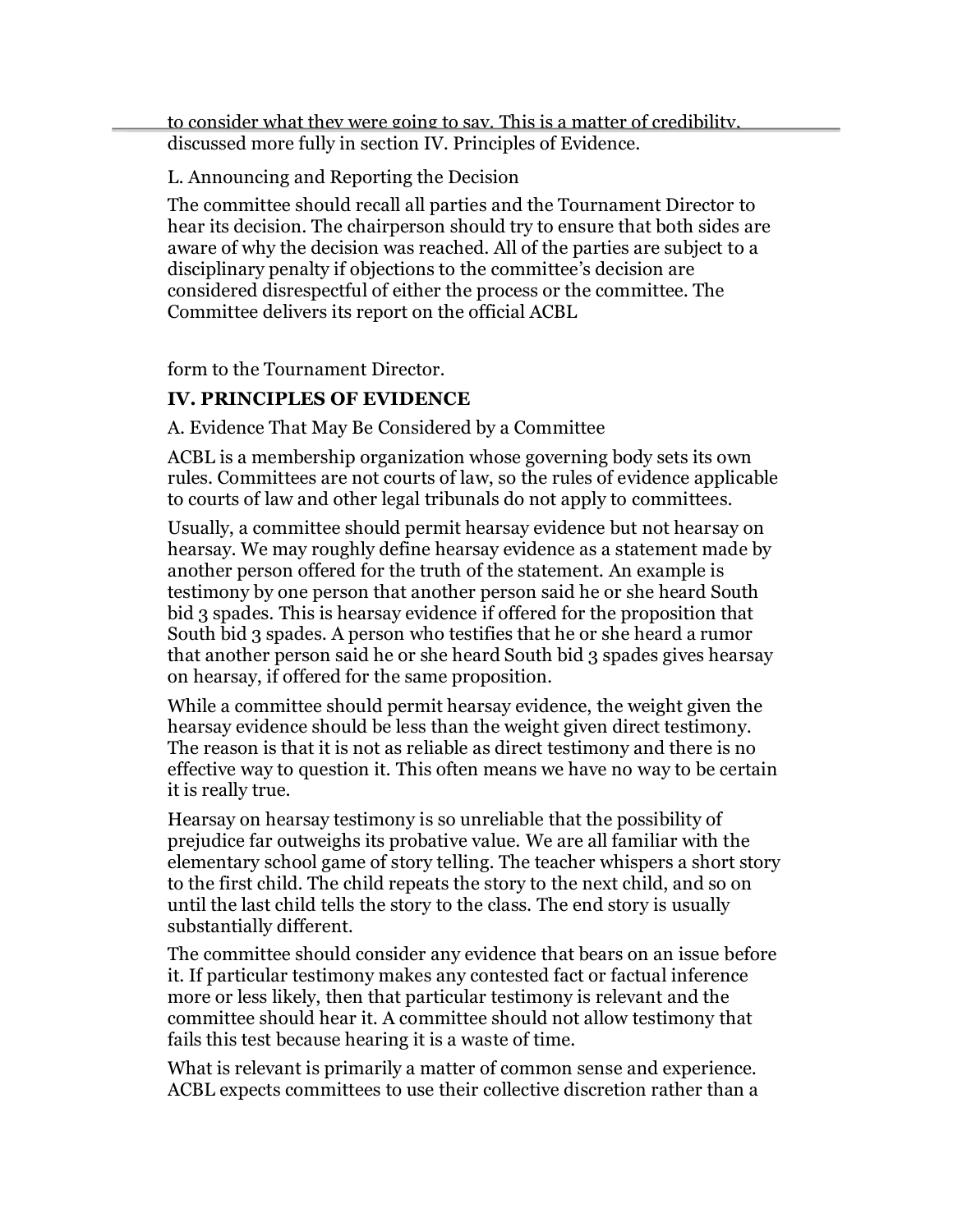to consider what they were going to say. This is a matter of credibility, discussed more fully in section IV. Principles of Evidence.

L. Announcing and Reporting the Decision

The committee should recall all parties and the Tournament Director to hear its decision. The chairperson should try to ensure that both sides are aware of why the decision was reached. All of the parties are subject to a disciplinary penalty if objections to the committee's decision are considered disrespectful of either the process or the committee. The Committee delivers its report on the official ACBL

form to the Tournament Director.

## IV. PRINCIPLES OF EVIDENCE

A. Evidence That May Be Considered by a Committee

ACBL is a membership organization whose governing body sets its own rules. Committees are not courts of law, so the rules of evidence applicable to courts of law and other legal tribunals do not apply to committees.

Usually, a committee should permit hearsay evidence but not hearsay on hearsay. We may roughly define hearsay evidence as a statement made by another person offered for the truth of the statement. An example is testimony by one person that another person said he or she heard South bid 3 spades. This is hearsay evidence if offered for the proposition that South bid 3 spades. A person who testifies that he or she heard a rumor that another person said he or she heard South bid 3 spades gives hearsay on hearsay, if offered for the same proposition.

While a committee should permit hearsay evidence, the weight given the hearsay evidence should be less than the weight given direct testimony. The reason is that it is not as reliable as direct testimony and there is no effective way to question it. This often means we have no way to be certain it is really true.

Hearsay on hearsay testimony is so unreliable that the possibility of prejudice far outweighs its probative value. We are all familiar with the elementary school game of story telling. The teacher whispers a short story to the first child. The child repeats the story to the next child, and so on until the last child tells the story to the class. The end story is usually substantially different.

The committee should consider any evidence that bears on an issue before it. If particular testimony makes any contested fact or factual inference more or less likely, then that particular testimony is relevant and the committee should hear it. A committee should not allow testimony that fails this test because hearing it is a waste of time.

What is relevant is primarily a matter of common sense and experience. ACBL expects committees to use their collective discretion rather than a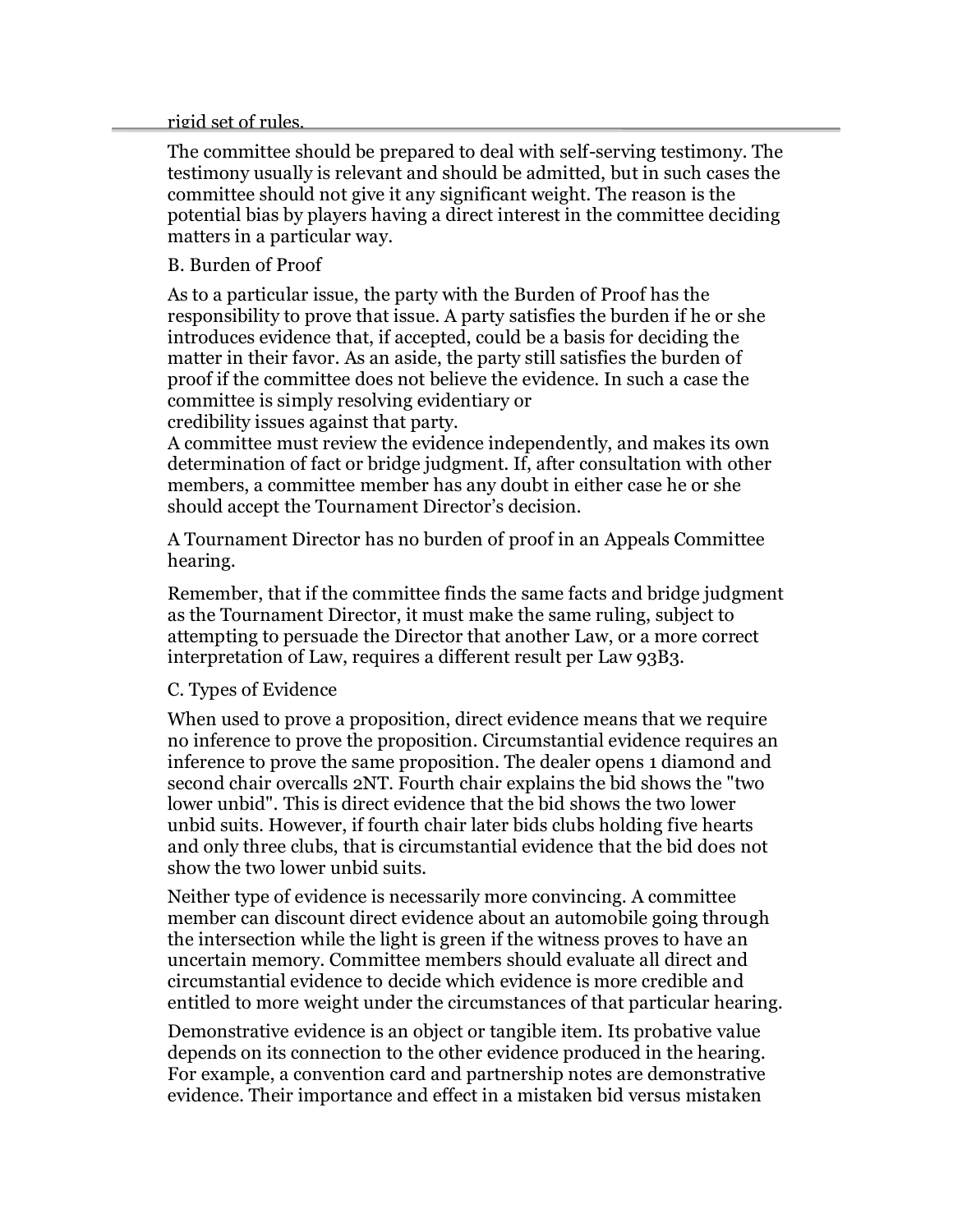rigid set of rules.

The committee should be prepared to deal with self-serving testimony. The testimony usually is relevant and should be admitted, but in such cases the committee should not give it any significant weight. The reason is the potential bias by players having a direct interest in the committee deciding matters in a particular way.

B. Burden of Proof

As to a particular issue, the party with the Burden of Proof has the responsibility to prove that issue. A party satisfies the burden if he or she introduces evidence that, if accepted, could be a basis for deciding the matter in their favor. As an aside, the party still satisfies the burden of proof if the committee does not believe the evidence. In such a case the committee is simply resolving evidentiary or credibility issues against that party.
A committee must review the evidence independently, and makes its own determination of fact or bridge judgment. If, after consultation with other members, a committee member has any doubt in either case he or she should accept the Tournament Director's decision.

A Tournament Director has no burden of proof in an Appeals Committee hearing.

Remember, that if the committee finds the same facts and bridge judgment as the Tournament Director, it must make the same ruling, subject to attempting to persuade the Director that another Law, or a more correct interpretation of Law, requires a different result per Law 93B3.

C. Types of Evidence

When used to prove a proposition, direct evidence means that we require no inference to prove the proposition. Circumstantial evidence requires an inference to prove the same proposition. The dealer opens 1 diamond and second chair overcalls 2NT. Fourth chair explains the bid shows the "two lower unbid". This is direct evidence that the bid shows the two lower unbid suits. However, if fourth chair later bids clubs holding five hearts and only three clubs, that is circumstantial evidence that the bid does not show the two lower unbid suits.

Neither type of evidence is necessarily more convincing. A committee member can discount direct evidence about an automobile going through the intersection while the light is green if the witness proves to have an uncertain memory. Committee members should evaluate all direct and circumstantial evidence to decide which evidence is more credible and entitled to more weight under the circumstances of that particular hearing.

Demonstrative evidence is an object or tangible item. Its probative value depends on its connection to the other evidence produced in the hearing. For example, a convention card and partnership notes are demonstrative evidence. Their importance and effect in a mistaken bid versus mistaken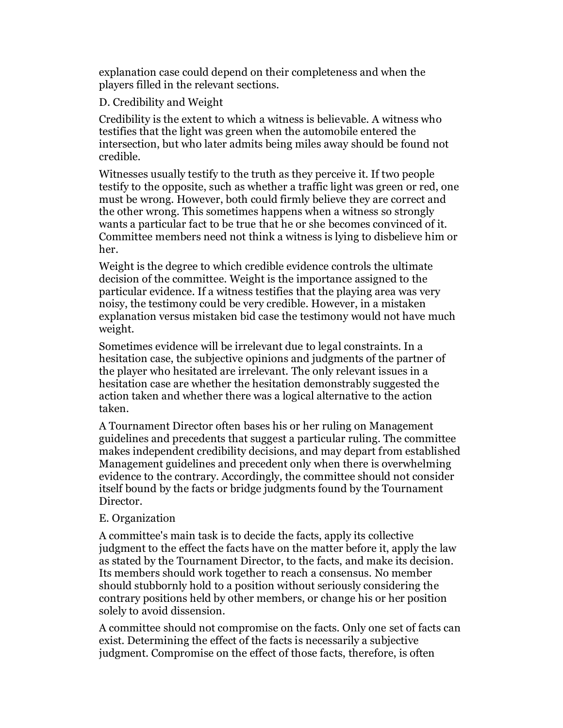explanation case could depend on their completeness and when the players filled in the relevant sections.

### D. Credibility and Weight

Credibility is the extent to which a witness is believable. A witness who testifies that the light was green when the automobile entered the intersection, but who later admits being miles away should be found not credible.

Witnesses usually testify to the truth as they perceive it. If two people testify to the opposite, such as whether a traffic light was green or red, one must be wrong. However, both could firmly believe they are correct and the other wrong. This sometimes happens when a witness so strongly wants a particular fact to be true that he or she becomes convinced of it. Committee members need not think a witness is lying to disbelieve him or her.

Weight is the degree to which credible evidence controls the ultimate decision of the committee. Weight is the importance assigned to the particular evidence. If a witness testifies that the playing area was very noisy, the testimony could be very credible. However, in a mistaken explanation versus mistaken bid case the testimony would not have much weight.

Sometimes evidence will be irrelevant due to legal constraints. In a hesitation case, the subjective opinions and judgments of the partner of the player who hesitated are irrelevant. The only relevant issues in a hesitation case are whether the hesitation demonstrably suggested the action taken and whether there was a logical alternative to the action taken.

A Tournament Director often bases his or her ruling on Management guidelines and precedents that suggest a particular ruling. The committee makes independent credibility decisions, and may depart from established Management guidelines and precedent only when there is overwhelming evidence to the contrary. Accordingly, the committee should not consider itself bound by the facts or bridge judgments found by the Tournament Director.

### E. Organization

A committee's main task is to decide the facts, apply its collective judgment to the effect the facts have on the matter before it, apply the law as stated by the Tournament Director, to the facts, and make its decision. Its members should work together to reach a consensus. No member should stubbornly hold to a position without seriously considering the contrary positions held by other members, or change his or her position solely to avoid dissension.

A committee should not compromise on the facts. Only one set of facts can exist. Determining the effect of the facts is necessarily a subjective judgment. Compromise on the effect of those facts, therefore, is often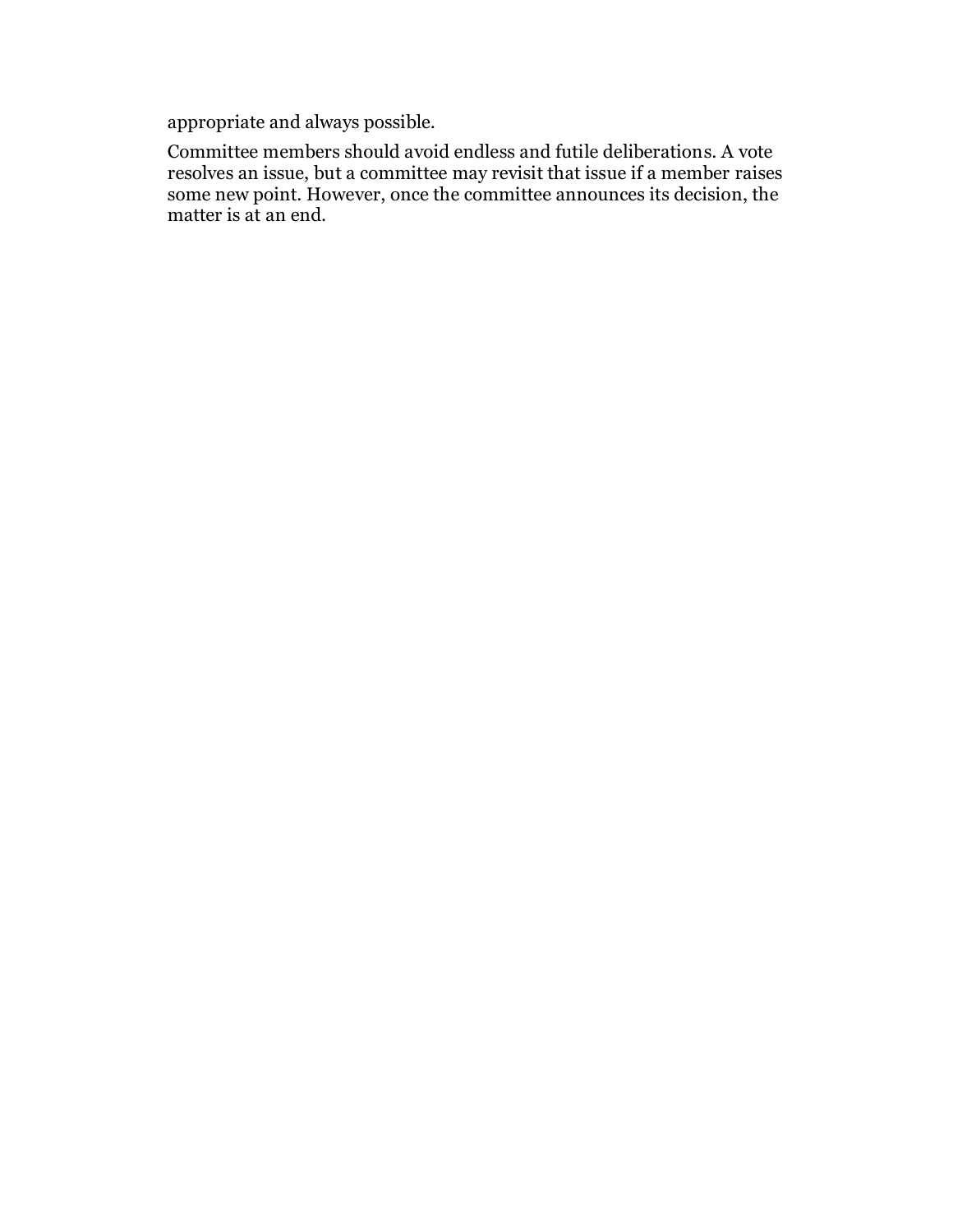appropriate and always possible.

Committee members should avoid endless and futile deliberations. A vote resolves an issue, but a committee may revisit that issue if a member raises some new point. However, once the committee announces its decision, the matter is at an end.